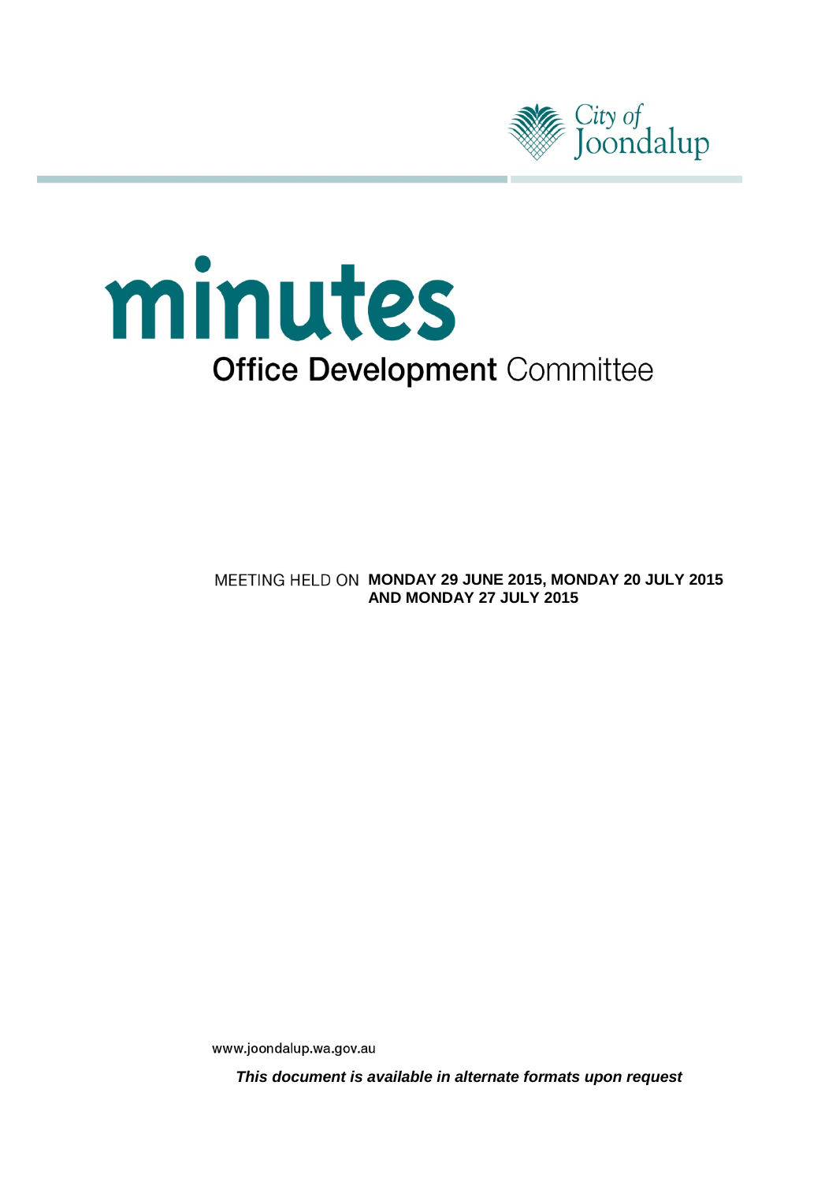City of Joondalup

# minutes

## Office Development Committee

MEETING HELD ON **MONDAY 29 JUNE 2015, MONDAY 20 JULY 2015 AND MONDAY 27 JULY 2015**

www.joondalup.wa.gov.au

***This document is available in alternate formats upon request***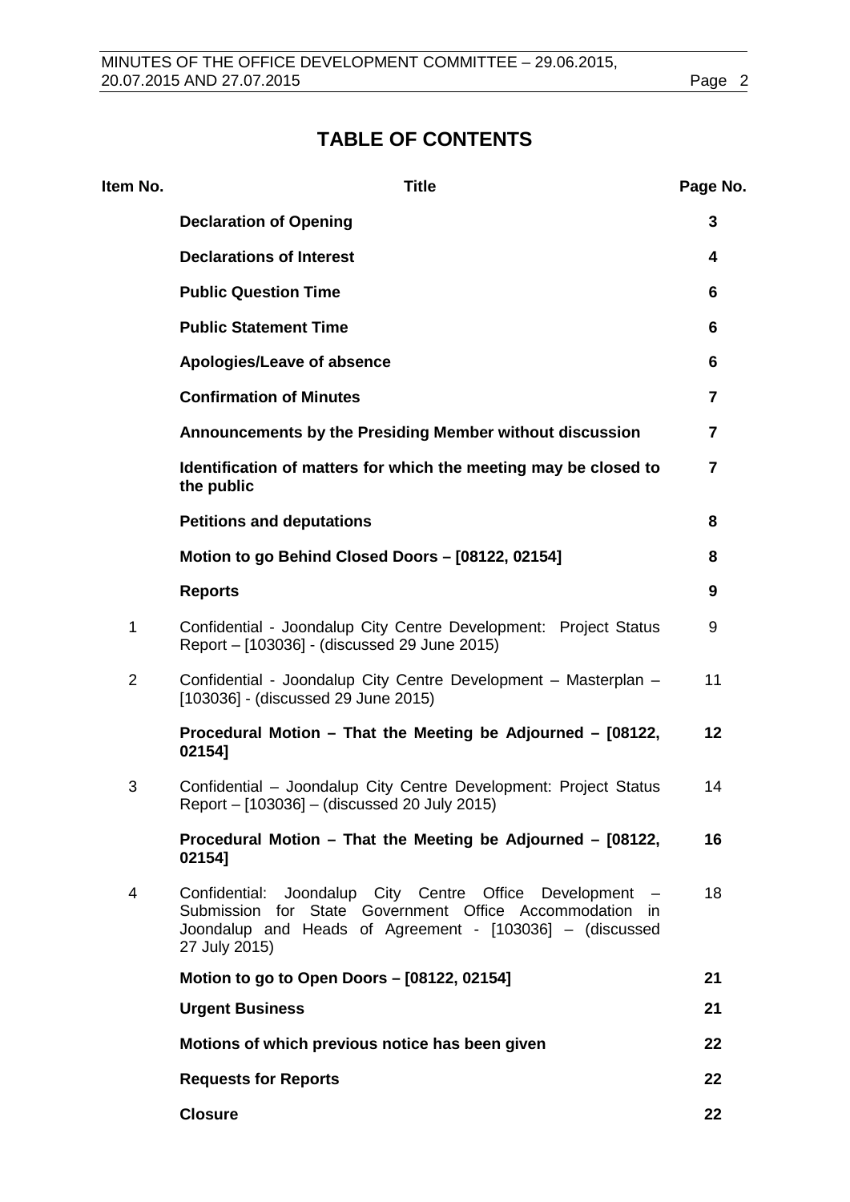# TABLE OF CONTENTS

| Item No. | Title | Page No. |
| --- | --- | --- |
| | **Declaration of Opening** | **3** |
| | **Declarations of Interest** | **4** |
| | **Public Question Time** | **6** |
| | **Public Statement Time** | **6** |
| | **Apologies/Leave of absence** | **6** |
| | **Confirmation of Minutes** | **7** |
| | **Announcements by the Presiding Member without discussion** | **7** |
| | **Identification of matters for which the meeting may be closed to the public** | **7** |
| | **Petitions and deputations** | **8** |
| | **Motion to go Behind Closed Doors – [08122, 02154]** | **8** |
| | **Reports** | **9** |
| 1 | Confidential - Joondalup City Centre Development: Project Status Report – [103036] - (discussed 29 June 2015) | 9 |
| 2 | Confidential - Joondalup City Centre Development – Masterplan – [103036] - (discussed 29 June 2015) | 11 |
| | **Procedural Motion – That the Meeting be Adjourned – [08122, 02154]** | **12** |
| 3 | Confidential – Joondalup City Centre Development: Project Status Report – [103036] – (discussed 20 July 2015) | 14 |
| | **Procedural Motion – That the Meeting be Adjourned – [08122, 02154]** | **16** |
| 4 | Confidential: Joondalup City Centre Office Development – Submission for State Government Office Accommodation in Joondalup and Heads of Agreement - [103036] – (discussed 27 July 2015) | 18 |
| | **Motion to go to Open Doors – [08122, 02154]** | **21** |
| | **Urgent Business** | **21** |
| | **Motions of which previous notice has been given** | **22** |
| | **Requests for Reports** | **22** |
| | **Closure** | **22** |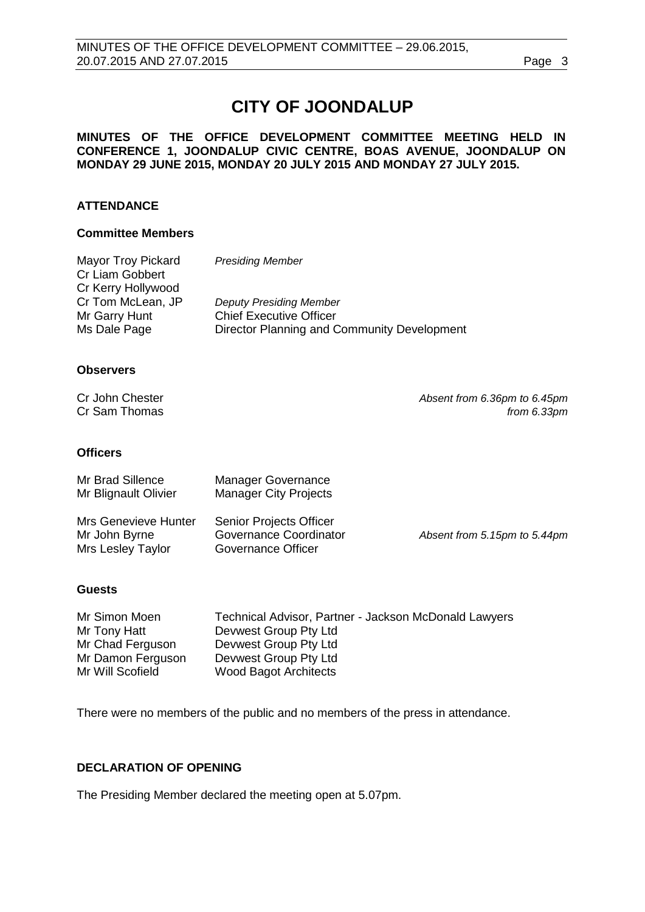# CITY OF JOONDALUP

**MINUTES OF THE OFFICE DEVELOPMENT COMMITTEE MEETING HELD IN CONFERENCE 1, JOONDALUP CIVIC CENTRE, BOAS AVENUE, JOONDALUP ON MONDAY 29 JUNE 2015, MONDAY 20 JULY 2015 AND MONDAY 27 JULY 2015.**

## ATTENDANCE

### Committee Members

| | |
|---|---|
| Mayor Troy Pickard | *Presiding Member* |
| Cr Liam Gobbert | |
| Cr Kerry Hollywood | |
| Cr Tom McLean, JP | *Deputy Presiding Member* |
| Mr Garry Hunt | Chief Executive Officer |
| Ms Dale Page | Director Planning and Community Development |

### Observers

| | |
|---|---|
| Cr John Chester | *Absent from 6.36pm to 6.45pm* |
| Cr Sam Thomas | *from 6.33pm* |

### Officers

| | | |
|---|---|---|
| Mr Brad Sillence | Manager Governance | |
| Mr Blignault Olivier | Manager City Projects | |
| Mrs Genevieve Hunter | Senior Projects Officer | |
| Mr John Byrne | Governance Coordinator | *Absent from 5.15pm to 5.44pm* |
| Mrs Lesley Taylor | Governance Officer | |

### Guests

| | |
|---|---|
| Mr Simon Moen | Technical Advisor, Partner - Jackson McDonald Lawyers |
| Mr Tony Hatt | Devwest Group Pty Ltd |
| Mr Chad Ferguson | Devwest Group Pty Ltd |
| Mr Damon Ferguson | Devwest Group Pty Ltd |
| Mr Will Scofield | Wood Bagot Architects |

There were no members of the public and no members of the press in attendance.

## DECLARATION OF OPENING

The Presiding Member declared the meeting open at 5.07pm.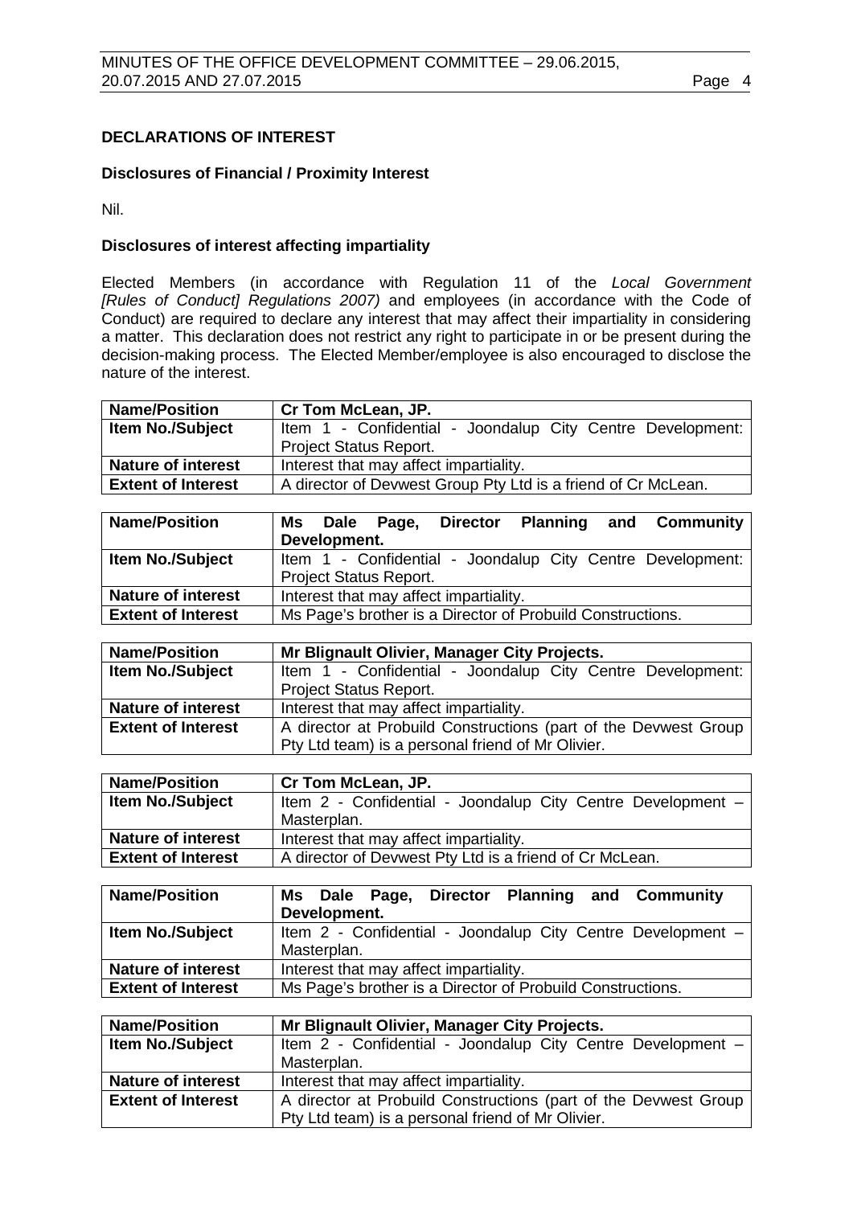## DECLARATIONS OF INTEREST

### Disclosures of Financial / Proximity Interest

Nil.

### Disclosures of interest affecting impartiality

Elected Members (in accordance with Regulation 11 of the *Local Government [Rules of Conduct] Regulations 2007)* and employees (in accordance with the Code of Conduct) are required to declare any interest that may affect their impartiality in considering a matter. This declaration does not restrict any right to participate in or be present during the decision-making process. The Elected Member/employee is also encouraged to disclose the nature of the interest.

| **Name/Position** | **Cr Tom McLean, JP.** |
|---|---|
| **Item No./Subject** | Item 1 - Confidential - Joondalup City Centre Development: Project Status Report. |
| **Nature of interest** | Interest that may affect impartiality. |
| **Extent of Interest** | A director of Devwest Group Pty Ltd is a friend of Cr McLean. |

| **Name/Position** | **Ms Dale Page, Director Planning and Community Development.** |
|---|---|
| **Item No./Subject** | Item 1 - Confidential - Joondalup City Centre Development: Project Status Report. |
| **Nature of interest** | Interest that may affect impartiality. |
| **Extent of Interest** | Ms Page's brother is a Director of Probuild Constructions. |

| **Name/Position** | **Mr Blignault Olivier, Manager City Projects.** |
|---|---|
| **Item No./Subject** | Item 1 - Confidential - Joondalup City Centre Development: Project Status Report. |
| **Nature of interest** | Interest that may affect impartiality. |
| **Extent of Interest** | A director at Probuild Constructions (part of the Devwest Group Pty Ltd team) is a personal friend of Mr Olivier. |

| **Name/Position** | **Cr Tom McLean, JP.** |
|---|---|
| **Item No./Subject** | Item 2 - Confidential - Joondalup City Centre Development – Masterplan. |
| **Nature of interest** | Interest that may affect impartiality. |
| **Extent of Interest** | A director of Devwest Pty Ltd is a friend of Cr McLean. |

| **Name/Position** | **Ms Dale Page, Director Planning and Community Development.** |
|---|---|
| **Item No./Subject** | Item 2 - Confidential - Joondalup City Centre Development – Masterplan. |
| **Nature of interest** | Interest that may affect impartiality. |
| **Extent of Interest** | Ms Page's brother is a Director of Probuild Constructions. |

| **Name/Position** | **Mr Blignault Olivier, Manager City Projects.** |
|---|---|
| **Item No./Subject** | Item 2 - Confidential - Joondalup City Centre Development – Masterplan. |
| **Nature of interest** | Interest that may affect impartiality. |
| **Extent of Interest** | A director at Probuild Constructions (part of the Devwest Group Pty Ltd team) is a personal friend of Mr Olivier. |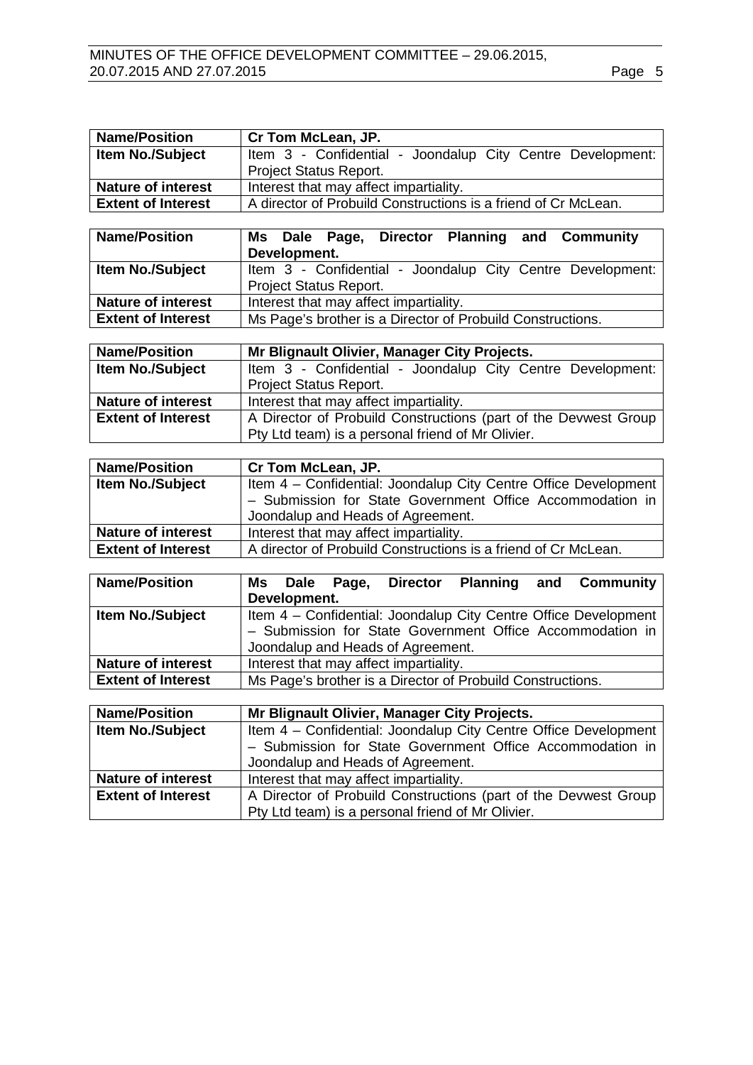| **Name/Position** | **Cr Tom McLean, JP.** |
|---|---|
| **Item No./Subject** | Item 3 - Confidential - Joondalup City Centre Development: Project Status Report. |
| **Nature of interest** | Interest that may affect impartiality. |
| **Extent of Interest** | A director of Probuild Constructions is a friend of Cr McLean. |

| **Name/Position** | **Ms Dale Page, Director Planning and Community Development.** |
|---|---|
| **Item No./Subject** | Item 3 - Confidential - Joondalup City Centre Development: Project Status Report. |
| **Nature of interest** | Interest that may affect impartiality. |
| **Extent of Interest** | Ms Page's brother is a Director of Probuild Constructions. |

| **Name/Position** | **Mr Blignault Olivier, Manager City Projects.** |
|---|---|
| **Item No./Subject** | Item 3 - Confidential - Joondalup City Centre Development: Project Status Report. |
| **Nature of interest** | Interest that may affect impartiality. |
| **Extent of Interest** | A Director of Probuild Constructions (part of the Devwest Group Pty Ltd team) is a personal friend of Mr Olivier. |

| **Name/Position** | **Cr Tom McLean, JP.** |
|---|---|
| **Item No./Subject** | Item 4 – Confidential: Joondalup City Centre Office Development – Submission for State Government Office Accommodation in Joondalup and Heads of Agreement. |
| **Nature of interest** | Interest that may affect impartiality. |
| **Extent of Interest** | A director of Probuild Constructions is a friend of Cr McLean. |

| **Name/Position** | **Ms Dale Page, Director Planning and Community Development.** |
|---|---|
| **Item No./Subject** | Item 4 – Confidential: Joondalup City Centre Office Development – Submission for State Government Office Accommodation in Joondalup and Heads of Agreement. |
| **Nature of interest** | Interest that may affect impartiality. |
| **Extent of Interest** | Ms Page's brother is a Director of Probuild Constructions. |

| **Name/Position** | **Mr Blignault Olivier, Manager City Projects.** |
|---|---|
| **Item No./Subject** | Item 4 – Confidential: Joondalup City Centre Office Development – Submission for State Government Office Accommodation in Joondalup and Heads of Agreement. |
| **Nature of interest** | Interest that may affect impartiality. |
| **Extent of Interest** | A Director of Probuild Constructions (part of the Devwest Group Pty Ltd team) is a personal friend of Mr Olivier. |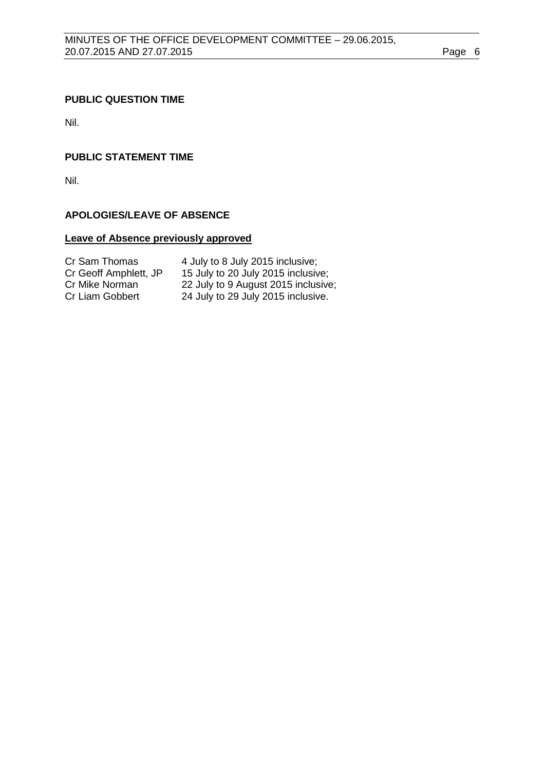**PUBLIC QUESTION TIME**

Nil.

**PUBLIC STATEMENT TIME**

Nil.

**APOLOGIES/LEAVE OF ABSENCE**

**Leave of Absence previously approved**

| | |
|---|---|
| Cr Sam Thomas | 4 July to 8 July 2015 inclusive; |
| Cr Geoff Amphlett, JP | 15 July to 20 July 2015 inclusive; |
| Cr Mike Norman | 22 July to 9 August 2015 inclusive; |
| Cr Liam Gobbert | 24 July to 29 July 2015 inclusive. |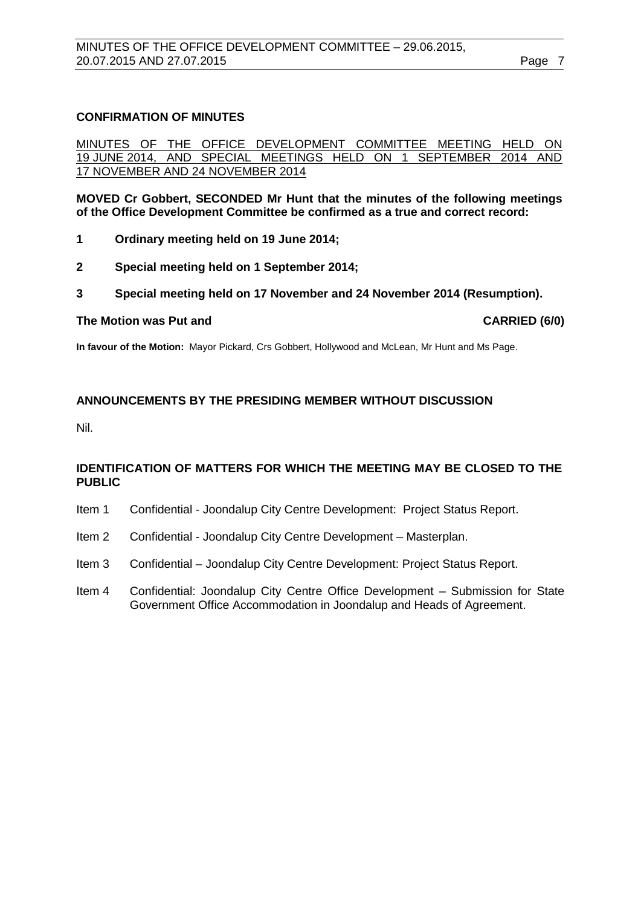## CONFIRMATION OF MINUTES

<u>MINUTES OF THE OFFICE DEVELOPMENT COMMITTEE MEETING HELD ON 19 JUNE 2014, AND SPECIAL MEETINGS HELD ON 1 SEPTEMBER 2014 AND 17 NOVEMBER AND 24 NOVEMBER 2014</u>

**MOVED Cr Gobbert, SECONDED Mr Hunt that the minutes of the following meetings of the Office Development Committee be confirmed as a true and correct record:**

**1 Ordinary meeting held on 19 June 2014;**

**2 Special meeting held on 1 September 2014;**

**3 Special meeting held on 17 November and 24 November 2014 (Resumption).**

**The Motion was Put and CARRIED (6/0)**

**In favour of the Motion:** Mayor Pickard, Crs Gobbert, Hollywood and McLean, Mr Hunt and Ms Page.

## ANNOUNCEMENTS BY THE PRESIDING MEMBER WITHOUT DISCUSSION

Nil.

## IDENTIFICATION OF MATTERS FOR WHICH THE MEETING MAY BE CLOSED TO THE PUBLIC

Item 1 Confidential - Joondalup City Centre Development: Project Status Report.

Item 2 Confidential - Joondalup City Centre Development – Masterplan.

Item 3 Confidential – Joondalup City Centre Development: Project Status Report.

Item 4 Confidential: Joondalup City Centre Office Development – Submission for State Government Office Accommodation in Joondalup and Heads of Agreement.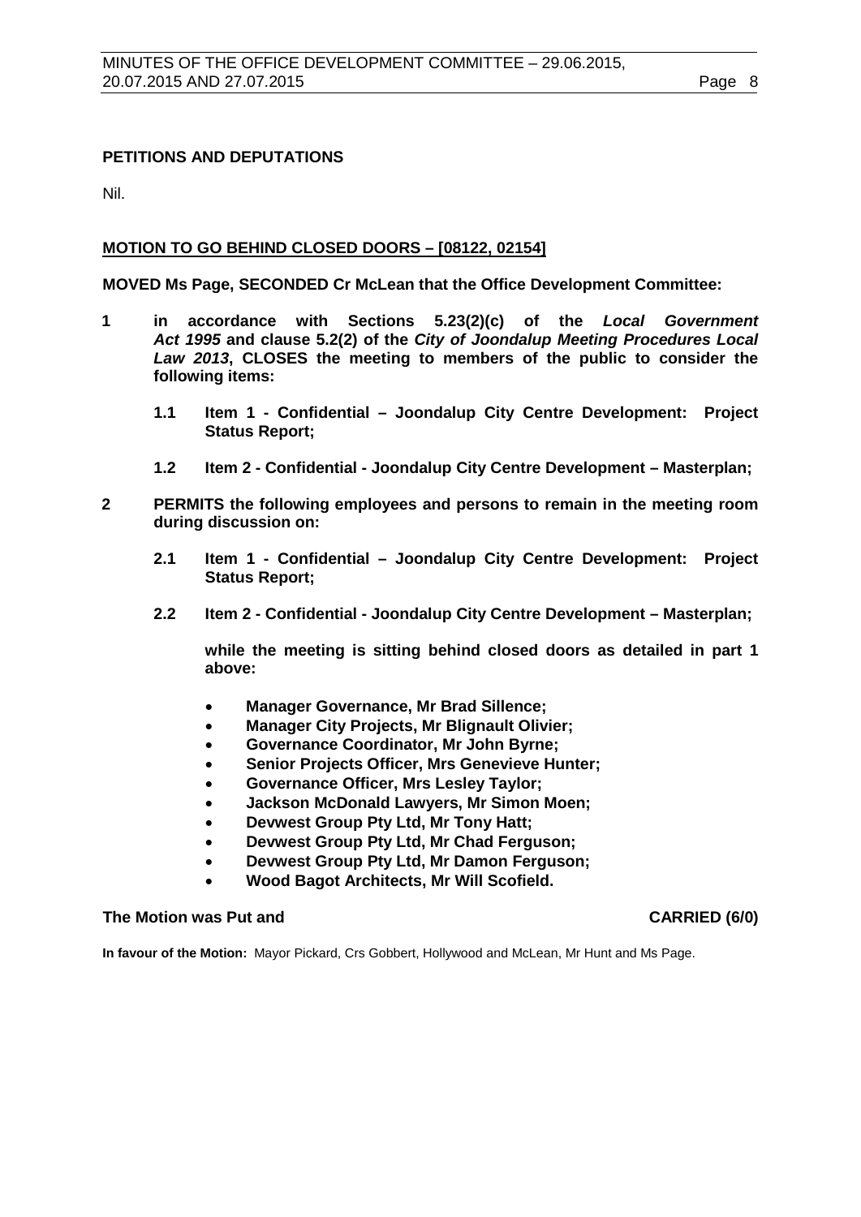## PETITIONS AND DEPUTATIONS

Nil.

## MOTION TO GO BEHIND CLOSED DOORS – [08122, 02154]

**MOVED Ms Page, SECONDED Cr McLean that the Office Development Committee:**

**1 in accordance with Sections 5.23(2)(c) of the *Local Government Act 1995* and clause 5.2(2) of the *City of Joondalup Meeting Procedures Local Law 2013*, CLOSES the meeting to members of the public to consider the following items:**

   **1.1 Item 1 - Confidential – Joondalup City Centre Development: Project Status Report;**

   **1.2 Item 2 - Confidential - Joondalup City Centre Development – Masterplan;**

**2 PERMITS the following employees and persons to remain in the meeting room during discussion on:**

   **2.1 Item 1 - Confidential – Joondalup City Centre Development: Project Status Report;**

   **2.2 Item 2 - Confidential - Joondalup City Centre Development – Masterplan;**

   **while the meeting is sitting behind closed doors as detailed in part 1 above:**

   - **Manager Governance, Mr Brad Sillence;**
   - **Manager City Projects, Mr Blignault Olivier;**
   - **Governance Coordinator, Mr John Byrne;**
   - **Senior Projects Officer, Mrs Genevieve Hunter;**
   - **Governance Officer, Mrs Lesley Taylor;**
   - **Jackson McDonald Lawyers, Mr Simon Moen;**
   - **Devwest Group Pty Ltd, Mr Tony Hatt;**
   - **Devwest Group Pty Ltd, Mr Chad Ferguson;**
   - **Devwest Group Pty Ltd, Mr Damon Ferguson;**
   - **Wood Bagot Architects, Mr Will Scofield.**

**The Motion was Put and CARRIED (6/0)**

**In favour of the Motion:** Mayor Pickard, Crs Gobbert, Hollywood and McLean, Mr Hunt and Ms Page.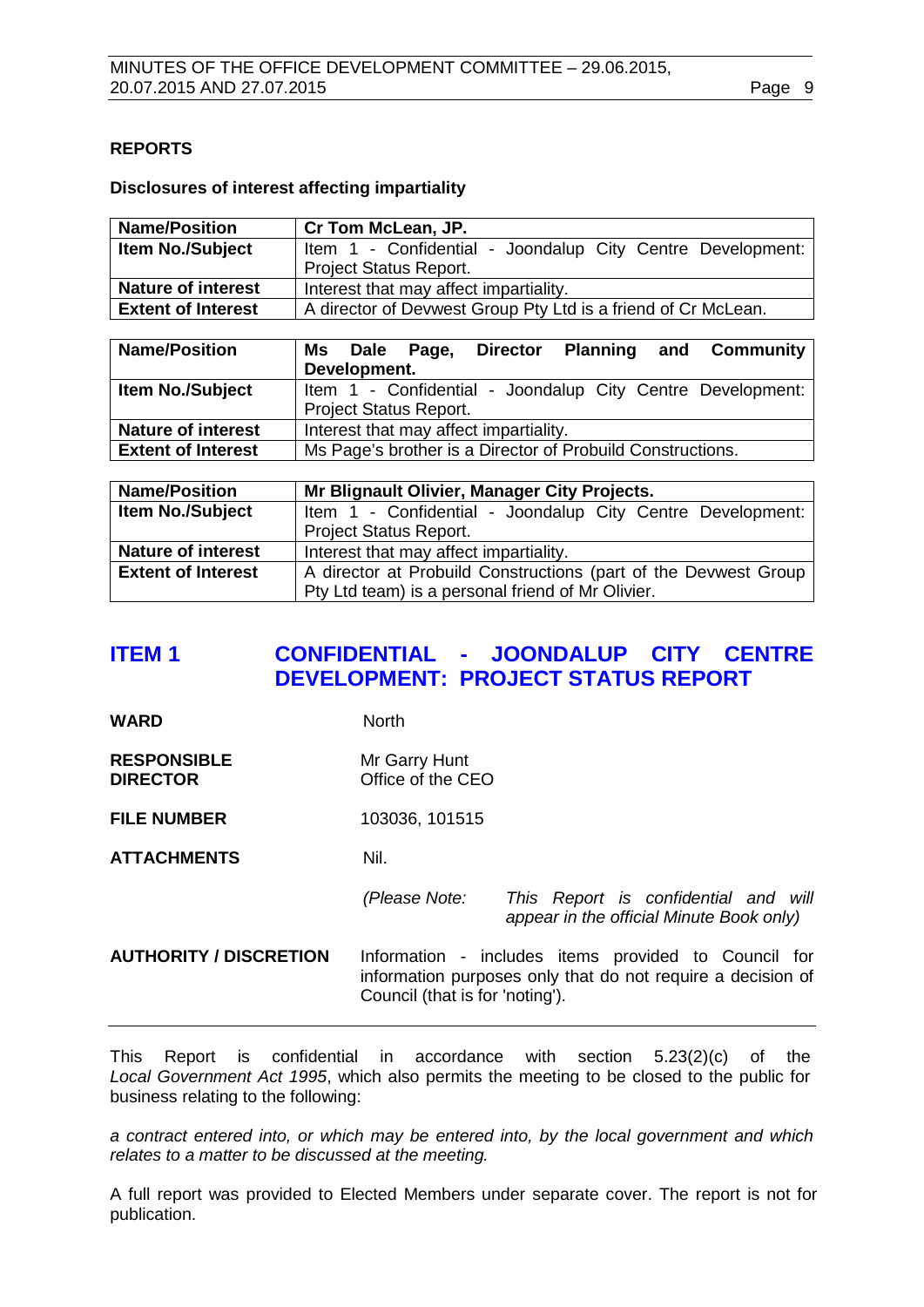## REPORTS

### Disclosures of interest affecting impartiality

| **Name/Position** | **Cr Tom McLean, JP.** |
|---|---|
| **Item No./Subject** | Item 1 - Confidential - Joondalup City Centre Development: Project Status Report. |
| **Nature of interest** | Interest that may affect impartiality. |
| **Extent of Interest** | A director of Devwest Group Pty Ltd is a friend of Cr McLean. |

| **Name/Position** | **Ms Dale Page, Director Planning and Community Development.** |
|---|---|
| **Item No./Subject** | Item 1 - Confidential - Joondalup City Centre Development: Project Status Report. |
| **Nature of interest** | Interest that may affect impartiality. |
| **Extent of Interest** | Ms Page's brother is a Director of Probuild Constructions. |

| **Name/Position** | **Mr Blignault Olivier, Manager City Projects.** |
|---|---|
| **Item No./Subject** | Item 1 - Confidential - Joondalup City Centre Development: Project Status Report. |
| **Nature of interest** | Interest that may affect impartiality. |
| **Extent of Interest** | A director at Probuild Constructions (part of the Devwest Group Pty Ltd team) is a personal friend of Mr Olivier. |

## ITEM 1 CONFIDENTIAL - JOONDALUP CITY CENTRE DEVELOPMENT: PROJECT STATUS REPORT

**WARD** North

**RESPONSIBLE DIRECTOR** Mr Garry Hunt  
Office of the CEO

**FILE NUMBER** 103036, 101515

**ATTACHMENTS** Nil.

*(Please Note: This Report is confidential and will appear in the official Minute Book only)*

**AUTHORITY / DISCRETION** Information - includes items provided to Council for information purposes only that do not require a decision of Council (that is for 'noting').

---

This Report is confidential in accordance with section 5.23(2)(c) of the *Local Government Act 1995*, which also permits the meeting to be closed to the public for business relating to the following:

*a contract entered into, or which may be entered into, by the local government and which relates to a matter to be discussed at the meeting.*

A full report was provided to Elected Members under separate cover. The report is not for publication.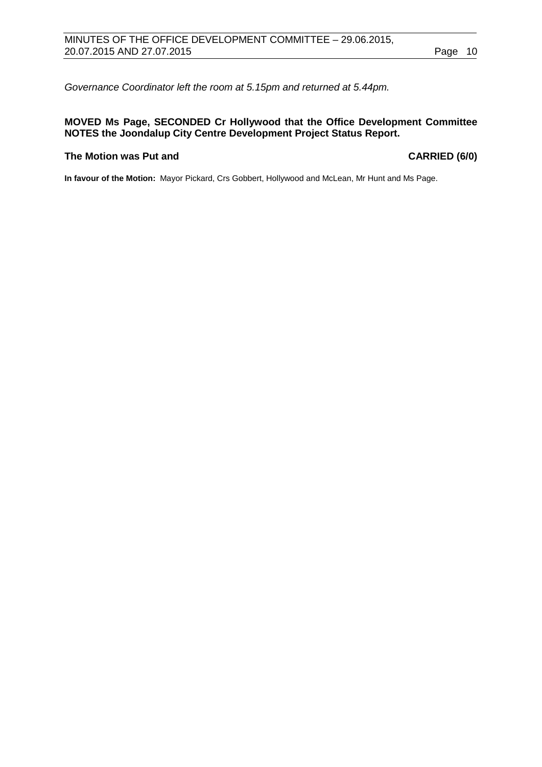*Governance Coordinator left the room at 5.15pm and returned at 5.44pm.*

**MOVED Ms Page, SECONDED Cr Hollywood that the Office Development Committee NOTES the Joondalup City Centre Development Project Status Report.**

**The Motion was Put and CARRIED (6/0)**

**In favour of the Motion:** Mayor Pickard, Crs Gobbert, Hollywood and McLean, Mr Hunt and Ms Page.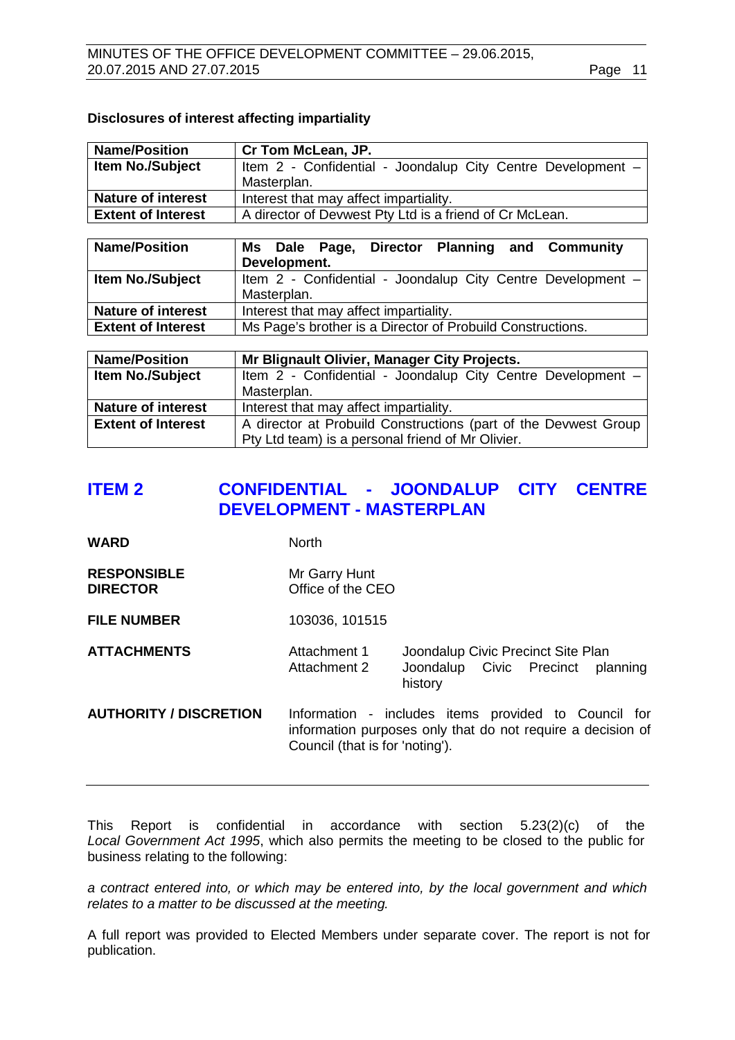**Disclosures of interest affecting impartiality**

| Name/Position | Cr Tom McLean, JP. |
| --- | --- |
| Item No./Subject | Item 2 - Confidential - Joondalup City Centre Development – Masterplan. |
| Nature of interest | Interest that may affect impartiality. |
| Extent of Interest | A director of Devwest Pty Ltd is a friend of Cr McLean. |

| Name/Position | Ms Dale Page, Director Planning and Community Development. |
| --- | --- |
| Item No./Subject | Item 2 - Confidential - Joondalup City Centre Development – Masterplan. |
| Nature of interest | Interest that may affect impartiality. |
| Extent of Interest | Ms Page's brother is a Director of Probuild Constructions. |

| Name/Position | Mr Blignault Olivier, Manager City Projects. |
| --- | --- |
| Item No./Subject | Item 2 - Confidential - Joondalup City Centre Development – Masterplan. |
| Nature of interest | Interest that may affect impartiality. |
| Extent of Interest | A director at Probuild Constructions (part of the Devwest Group Pty Ltd team) is a personal friend of Mr Olivier. |

## ITEM 2 CONFIDENTIAL - JOONDALUP CITY CENTRE DEVELOPMENT - MASTERPLAN

**WARD** North

**RESPONSIBLE DIRECTOR** Mr Garry Hunt
Office of the CEO

**FILE NUMBER** 103036, 101515

**ATTACHMENTS**
Attachment 1 Joondalup Civic Precinct Site Plan
Attachment 2 Joondalup Civic Precinct planning history

**AUTHORITY / DISCRETION** Information - includes items provided to Council for information purposes only that do not require a decision of Council (that is for 'noting').

---

This Report is confidential in accordance with section 5.23(2)(c) of the *Local Government Act 1995*, which also permits the meeting to be closed to the public for business relating to the following:

*a contract entered into, or which may be entered into, by the local government and which relates to a matter to be discussed at the meeting.*

A full report was provided to Elected Members under separate cover. The report is not for publication.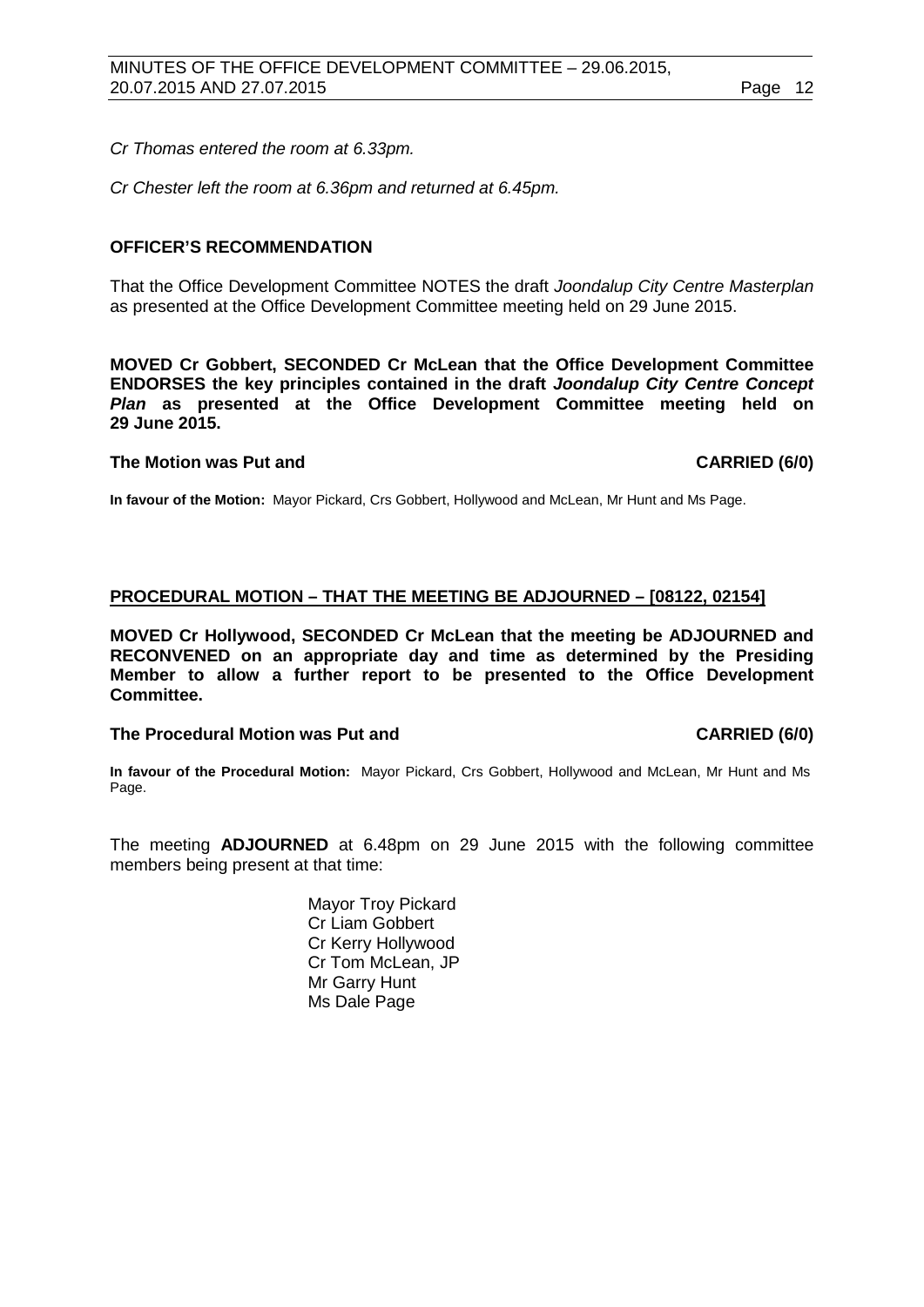*Cr Thomas entered the room at 6.33pm.*

*Cr Chester left the room at 6.36pm and returned at 6.45pm.*

### OFFICER'S RECOMMENDATION

That the Office Development Committee NOTES the draft *Joondalup City Centre Masterplan* as presented at the Office Development Committee meeting held on 29 June 2015.

**MOVED Cr Gobbert, SECONDED Cr McLean that the Office Development Committee ENDORSES the key principles contained in the draft *Joondalup City Centre Concept Plan* as presented at the Office Development Committee meeting held on 29 June 2015.**

**The Motion was Put and CARRIED (6/0)**

**In favour of the Motion:** Mayor Pickard, Crs Gobbert, Hollywood and McLean, Mr Hunt and Ms Page.

### PROCEDURAL MOTION – THAT THE MEETING BE ADJOURNED – [08122, 02154]

**MOVED Cr Hollywood, SECONDED Cr McLean that the meeting be ADJOURNED and RECONVENED on an appropriate day and time as determined by the Presiding Member to allow a further report to be presented to the Office Development Committee.**

**The Procedural Motion was Put and CARRIED (6/0)**

**In favour of the Procedural Motion:** Mayor Pickard, Crs Gobbert, Hollywood and McLean, Mr Hunt and Ms Page.

The meeting **ADJOURNED** at 6.48pm on 29 June 2015 with the following committee members being present at that time:

Mayor Troy Pickard
Cr Liam Gobbert
Cr Kerry Hollywood
Cr Tom McLean, JP
Mr Garry Hunt
Ms Dale Page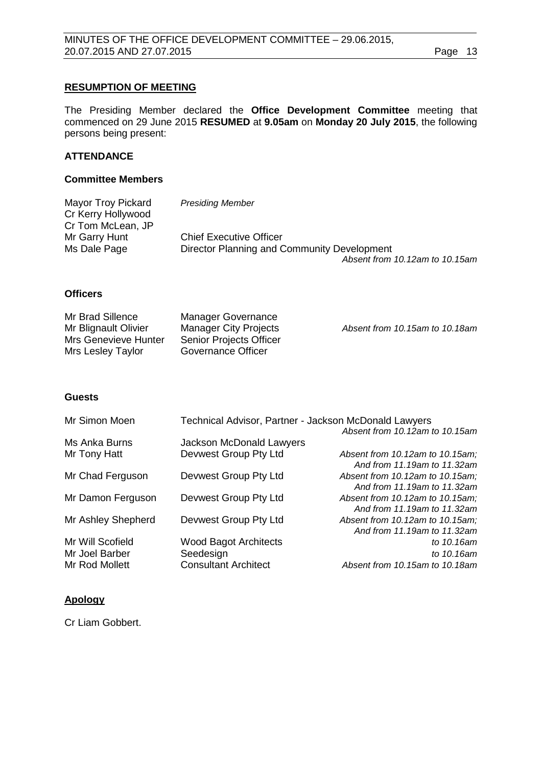## RESUMPTION OF MEETING

The Presiding Member declared the **Office Development Committee** meeting that commenced on 29 June 2015 **RESUMED** at **9.05am** on **Monday 20 July 2015**, the following persons being present:

### ATTENDANCE

#### Committee Members

| | | |
|---|---|---|
| Mayor Troy Pickard | *Presiding Member* | |
| Cr Kerry Hollywood | | |
| Cr Tom McLean, JP | | |
| Mr Garry Hunt | Chief Executive Officer | |
| Ms Dale Page | Director Planning and Community Development | *Absent from 10.12am to 10.15am* |

#### Officers

| | | |
|---|---|---|
| Mr Brad Sillence | Manager Governance | |
| Mr Blignault Olivier | Manager City Projects | *Absent from 10.15am to 10.18am* |
| Mrs Genevieve Hunter | Senior Projects Officer | |
| Mrs Lesley Taylor | Governance Officer | |

#### Guests

| | | |
|---|---|---|
| Mr Simon Moen | Technical Advisor, Partner - Jackson McDonald Lawyers | *Absent from 10.12am to 10.15am* |
| Ms Anka Burns | Jackson McDonald Lawyers | |
| Mr Tony Hatt | Devwest Group Pty Ltd | *Absent from 10.12am to 10.15am; And from 11.19am to 11.32am* |
| Mr Chad Ferguson | Devwest Group Pty Ltd | *Absent from 10.12am to 10.15am; And from 11.19am to 11.32am* |
| Mr Damon Ferguson | Devwest Group Pty Ltd | *Absent from 10.12am to 10.15am; And from 11.19am to 11.32am* |
| Mr Ashley Shepherd | Devwest Group Pty Ltd | *Absent from 10.12am to 10.15am; And from 11.19am to 11.32am* |
| Mr Will Scofield | Wood Bagot Architects | *to 10.16am* |
| Mr Joel Barber | Seedesign | *to 10.16am* |
| Mr Rod Mollett | Consultant Architect | *Absent from 10.15am to 10.18am* |

### Apology

Cr Liam Gobbert.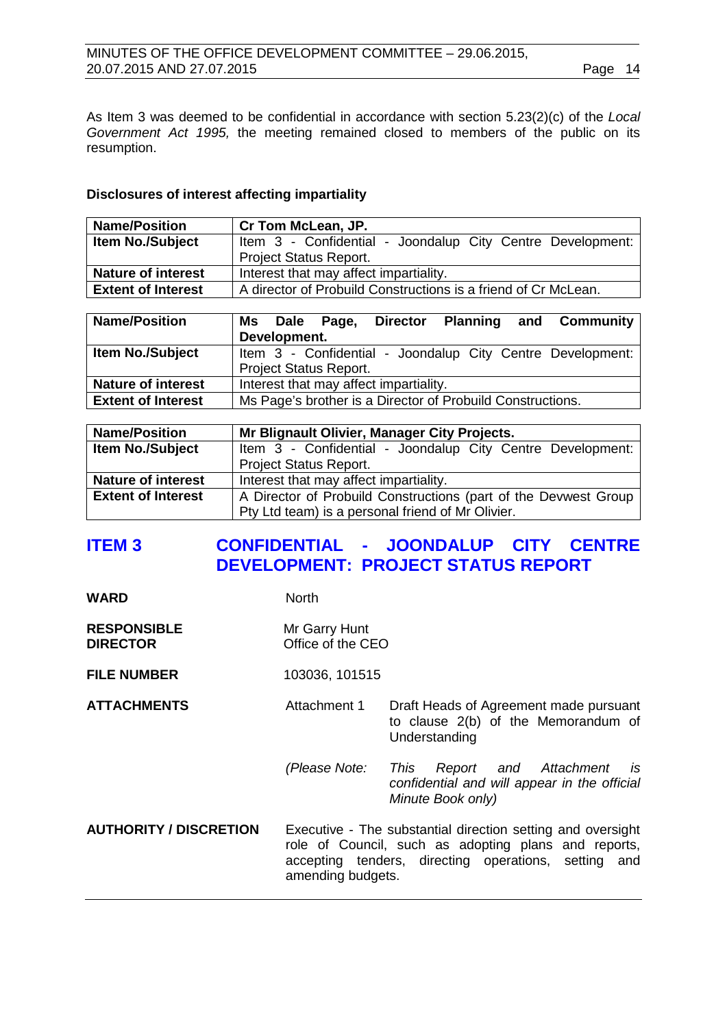As Item 3 was deemed to be confidential in accordance with section 5.23(2)(c) of the *Local Government Act 1995,* the meeting remained closed to members of the public on its resumption.

**Disclosures of interest affecting impartiality**

| **Name/Position** | **Cr Tom McLean, JP.** |
|---|---|
| **Item No./Subject** | Item 3 - Confidential - Joondalup City Centre Development: Project Status Report. |
| **Nature of interest** | Interest that may affect impartiality. |
| **Extent of Interest** | A director of Probuild Constructions is a friend of Cr McLean. |

| **Name/Position** | **Ms Dale Page, Director Planning and Community Development.** |
|---|---|
| **Item No./Subject** | Item 3 - Confidential - Joondalup City Centre Development: Project Status Report. |
| **Nature of interest** | Interest that may affect impartiality. |
| **Extent of Interest** | Ms Page's brother is a Director of Probuild Constructions. |

| **Name/Position** | **Mr Blignault Olivier, Manager City Projects.** |
|---|---|
| **Item No./Subject** | Item 3 - Confidential - Joondalup City Centre Development: Project Status Report. |
| **Nature of interest** | Interest that may affect impartiality. |
| **Extent of Interest** | A Director of Probuild Constructions (part of the Devwest Group Pty Ltd team) is a personal friend of Mr Olivier. |

## ITEM 3 CONFIDENTIAL - JOONDALUP CITY CENTRE DEVELOPMENT: PROJECT STATUS REPORT

**WARD** North

**RESPONSIBLE DIRECTOR** Mr Garry Hunt
Office of the CEO

**FILE NUMBER** 103036, 101515

**ATTACHMENTS** Attachment 1 Draft Heads of Agreement made pursuant to clause 2(b) of the Memorandum of Understanding

*(Please Note: This Report and Attachment is confidential and will appear in the official Minute Book only)*

**AUTHORITY / DISCRETION** Executive - The substantial direction setting and oversight role of Council, such as adopting plans and reports, accepting tenders, directing operations, setting and amending budgets.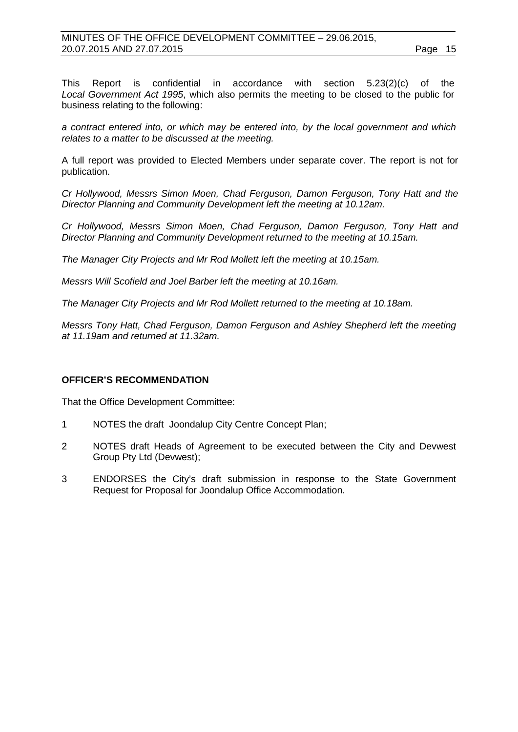This Report is confidential in accordance with section 5.23(2)(c) of the *Local Government Act 1995*, which also permits the meeting to be closed to the public for business relating to the following:

*a contract entered into, or which may be entered into, by the local government and which relates to a matter to be discussed at the meeting.*

A full report was provided to Elected Members under separate cover. The report is not for publication.

*Cr Hollywood, Messrs Simon Moen, Chad Ferguson, Damon Ferguson, Tony Hatt and the Director Planning and Community Development left the meeting at 10.12am.*

*Cr Hollywood, Messrs Simon Moen, Chad Ferguson, Damon Ferguson, Tony Hatt and Director Planning and Community Development returned to the meeting at 10.15am.*

*The Manager City Projects and Mr Rod Mollett left the meeting at 10.15am.*

*Messrs Will Scofield and Joel Barber left the meeting at 10.16am.*

*The Manager City Projects and Mr Rod Mollett returned to the meeting at 10.18am.*

*Messrs Tony Hatt, Chad Ferguson, Damon Ferguson and Ashley Shepherd left the meeting at 11.19am and returned at 11.32am.*

**OFFICER'S RECOMMENDATION**

That the Office Development Committee:

1 NOTES the draft Joondalup City Centre Concept Plan;

2 NOTES draft Heads of Agreement to be executed between the City and Devwest Group Pty Ltd (Devwest);

3 ENDORSES the City's draft submission in response to the State Government Request for Proposal for Joondalup Office Accommodation.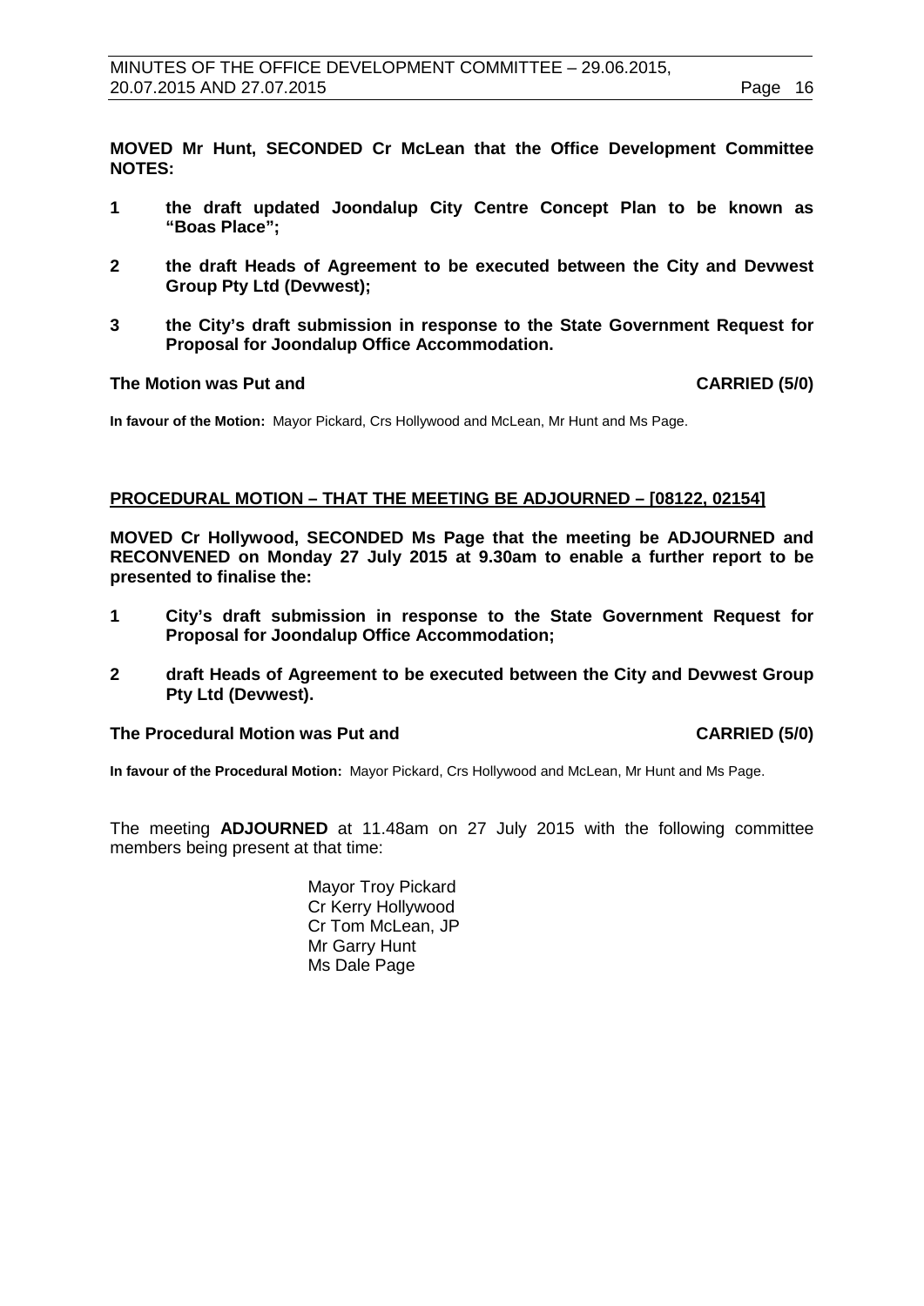**MOVED Mr Hunt, SECONDED Cr McLean that the Office Development Committee NOTES:**

1. **the draft updated Joondalup City Centre Concept Plan to be known as "Boas Place";**

2. **the draft Heads of Agreement to be executed between the City and Devwest Group Pty Ltd (Devwest);**

3. **the City's draft submission in response to the State Government Request for Proposal for Joondalup Office Accommodation.**

**The Motion was Put and CARRIED (5/0)**

**In favour of the Motion:** Mayor Pickard, Crs Hollywood and McLean, Mr Hunt and Ms Page.

## PROCEDURAL MOTION – THAT THE MEETING BE ADJOURNED – [08122, 02154]

**MOVED Cr Hollywood, SECONDED Ms Page that the meeting be ADJOURNED and RECONVENED on Monday 27 July 2015 at 9.30am to enable a further report to be presented to finalise the:**

1. **City's draft submission in response to the State Government Request for Proposal for Joondalup Office Accommodation;**

2. **draft Heads of Agreement to be executed between the City and Devwest Group Pty Ltd (Devwest).**

**The Procedural Motion was Put and CARRIED (5/0)**

**In favour of the Procedural Motion:** Mayor Pickard, Crs Hollywood and McLean, Mr Hunt and Ms Page.

The meeting **ADJOURNED** at 11.48am on 27 July 2015 with the following committee members being present at that time:

Mayor Troy Pickard
Cr Kerry Hollywood
Cr Tom McLean, JP
Mr Garry Hunt
Ms Dale Page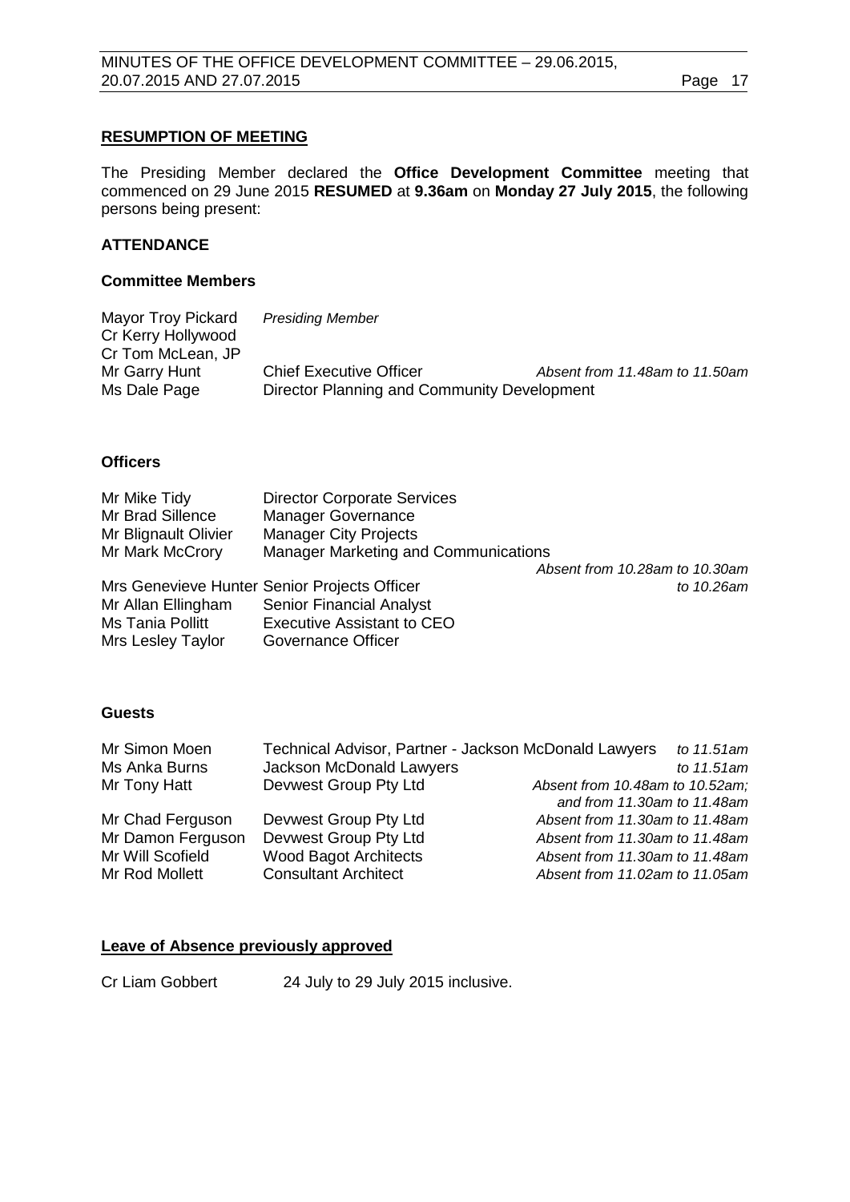## RESUMPTION OF MEETING

The Presiding Member declared the **Office Development Committee** meeting that commenced on 29 June 2015 **RESUMED** at **9.36am** on **Monday 27 July 2015**, the following persons being present:

## ATTENDANCE

### Committee Members

| | | |
|---|---|---|
| Mayor Troy Pickard | *Presiding Member* | |
| Cr Kerry Hollywood | | |
| Cr Tom McLean, JP | | |
| Mr Garry Hunt | Chief Executive Officer | *Absent from 11.48am to 11.50am* |
| Ms Dale Page | Director Planning and Community Development | |

### Officers

| | | |
|---|---|---|
| Mr Mike Tidy | Director Corporate Services | |
| Mr Brad Sillence | Manager Governance | |
| Mr Blignault Olivier | Manager City Projects | |
| Mr Mark McCrory | Manager Marketing and Communications | *Absent from 10.28am to 10.30am* |
| Mrs Genevieve Hunter | Senior Projects Officer | *to 10.26am* |
| Mr Allan Ellingham | Senior Financial Analyst | |
| Ms Tania Pollitt | Executive Assistant to CEO | |
| Mrs Lesley Taylor | Governance Officer | |

### Guests

| | | |
|---|---|---|
| Mr Simon Moen | Technical Advisor, Partner - Jackson McDonald Lawyers | *to 11.51am* |
| Ms Anka Burns | Jackson McDonald Lawyers | *to 11.51am* |
| Mr Tony Hatt | Devwest Group Pty Ltd | *Absent from 10.48am to 10.52am; and from 11.30am to 11.48am* |
| Mr Chad Ferguson | Devwest Group Pty Ltd | *Absent from 11.30am to 11.48am* |
| Mr Damon Ferguson | Devwest Group Pty Ltd | *Absent from 11.30am to 11.48am* |
| Mr Will Scofield | Wood Bagot Architects | *Absent from 11.30am to 11.48am* |
| Mr Rod Mollett | Consultant Architect | *Absent from 11.02am to 11.05am* |

## Leave of Absence previously approved

Cr Liam Gobbert 24 July to 29 July 2015 inclusive.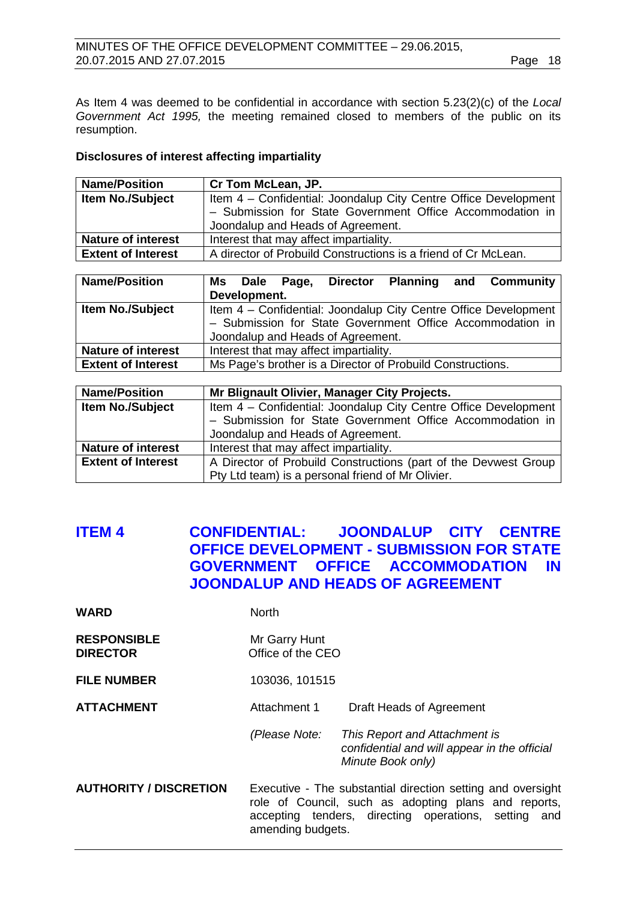As Item 4 was deemed to be confidential in accordance with section 5.23(2)(c) of the *Local Government Act 1995,* the meeting remained closed to members of the public on its resumption.

**Disclosures of interest affecting impartiality**

| **Name/Position** | **Cr Tom McLean, JP.** |
|---|---|
| **Item No./Subject** | Item 4 – Confidential: Joondalup City Centre Office Development – Submission for State Government Office Accommodation in Joondalup and Heads of Agreement. |
| **Nature of interest** | Interest that may affect impartiality. |
| **Extent of Interest** | A director of Probuild Constructions is a friend of Cr McLean. |

| **Name/Position** | **Ms Dale Page, Director Planning and Community Development.** |
|---|---|
| **Item No./Subject** | Item 4 – Confidential: Joondalup City Centre Office Development – Submission for State Government Office Accommodation in Joondalup and Heads of Agreement. |
| **Nature of interest** | Interest that may affect impartiality. |
| **Extent of Interest** | Ms Page's brother is a Director of Probuild Constructions. |

| **Name/Position** | **Mr Blignault Olivier, Manager City Projects.** |
|---|---|
| **Item No./Subject** | Item 4 – Confidential: Joondalup City Centre Office Development – Submission for State Government Office Accommodation in Joondalup and Heads of Agreement. |
| **Nature of interest** | Interest that may affect impartiality. |
| **Extent of Interest** | A Director of Probuild Constructions (part of the Devwest Group Pty Ltd team) is a personal friend of Mr Olivier. |

## ITEM 4 CONFIDENTIAL: JOONDALUP CITY CENTRE OFFICE DEVELOPMENT - SUBMISSION FOR STATE GOVERNMENT OFFICE ACCOMMODATION IN JOONDALUP AND HEADS OF AGREEMENT

**WARD** North

**RESPONSIBLE DIRECTOR** Mr Garry Hunt  
Office of the CEO

**FILE NUMBER** 103036, 101515

**ATTACHMENT** Attachment 1 Draft Heads of Agreement

*(Please Note: This Report and Attachment is confidential and will appear in the official Minute Book only)*

**AUTHORITY / DISCRETION** Executive - The substantial direction setting and oversight role of Council, such as adopting plans and reports, accepting tenders, directing operations, setting and amending budgets.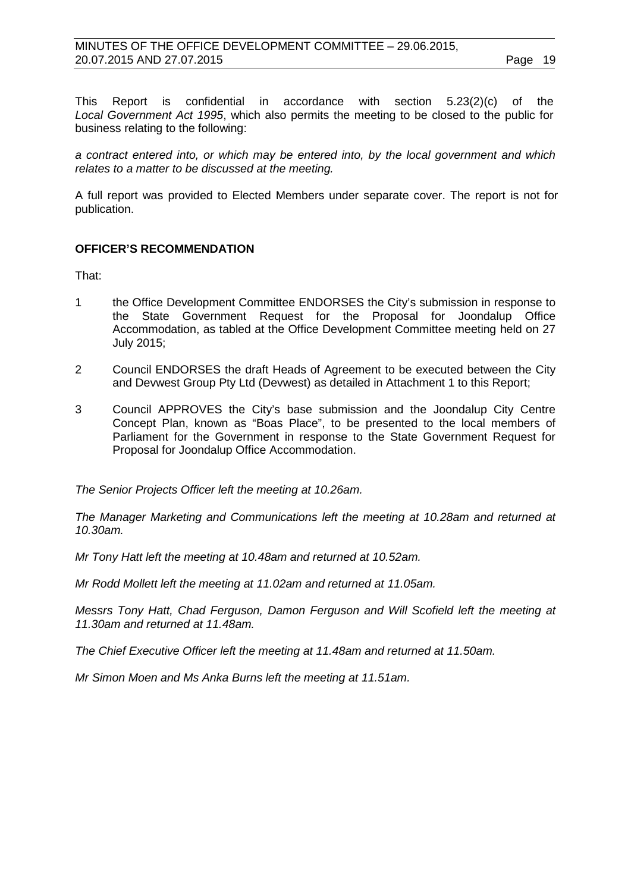This Report is confidential in accordance with section 5.23(2)(c) of the *Local Government Act 1995*, which also permits the meeting to be closed to the public for business relating to the following:

*a contract entered into, or which may be entered into, by the local government and which relates to a matter to be discussed at the meeting.*

A full report was provided to Elected Members under separate cover. The report is not for publication.

**OFFICER'S RECOMMENDATION**

That:

1. the Office Development Committee ENDORSES the City's submission in response to the State Government Request for the Proposal for Joondalup Office Accommodation, as tabled at the Office Development Committee meeting held on 27 July 2015;
2. Council ENDORSES the draft Heads of Agreement to be executed between the City and Devwest Group Pty Ltd (Devwest) as detailed in Attachment 1 to this Report;
3. Council APPROVES the City's base submission and the Joondalup City Centre Concept Plan, known as "Boas Place", to be presented to the local members of Parliament for the Government in response to the State Government Request for Proposal for Joondalup Office Accommodation.

*The Senior Projects Officer left the meeting at 10.26am.*

*The Manager Marketing and Communications left the meeting at 10.28am and returned at 10.30am.*

*Mr Tony Hatt left the meeting at 10.48am and returned at 10.52am.*

*Mr Rodd Mollett left the meeting at 11.02am and returned at 11.05am.*

*Messrs Tony Hatt, Chad Ferguson, Damon Ferguson and Will Scofield left the meeting at 11.30am and returned at 11.48am.*

*The Chief Executive Officer left the meeting at 11.48am and returned at 11.50am.*

*Mr Simon Moen and Ms Anka Burns left the meeting at 11.51am.*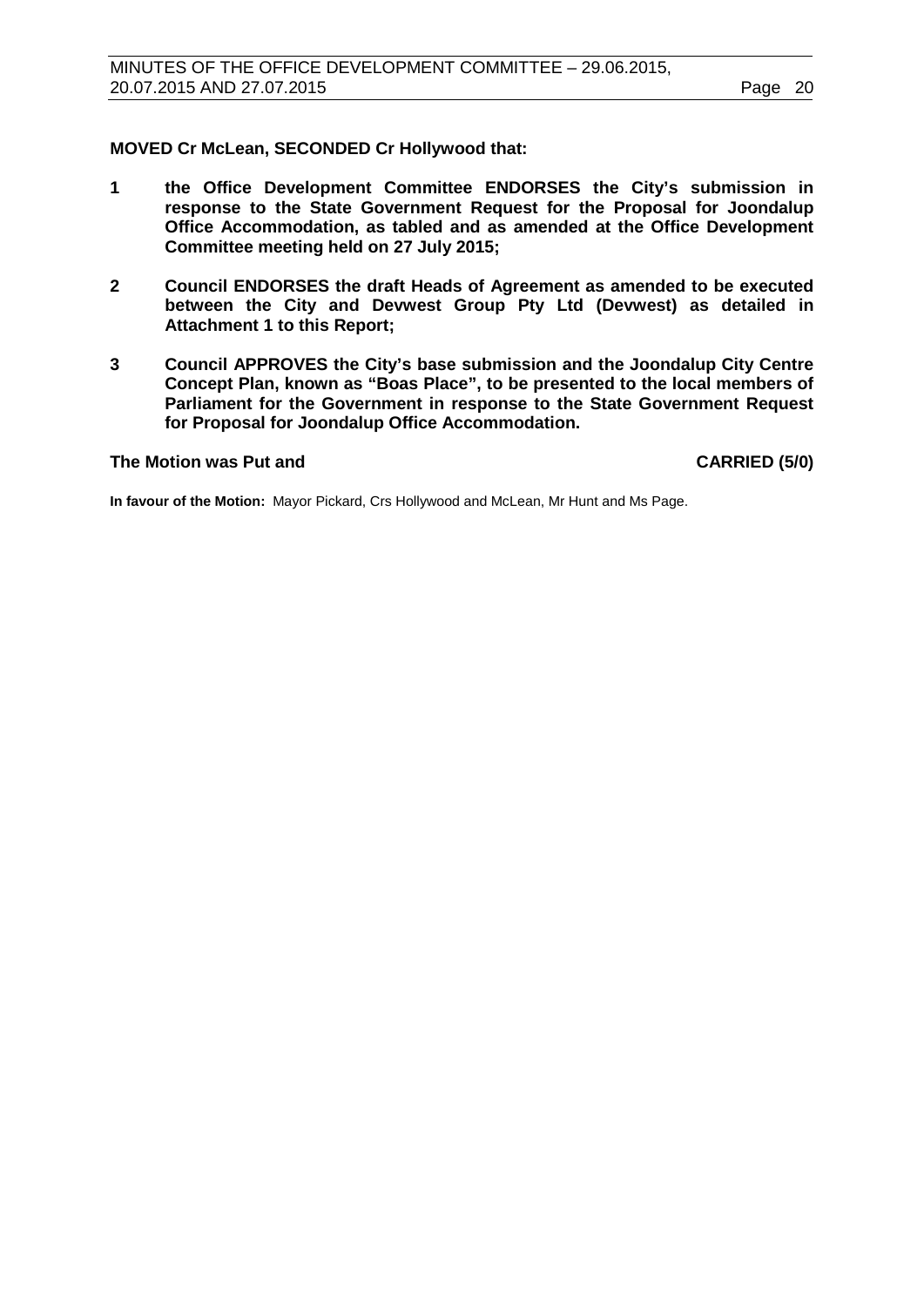**MOVED Cr McLean, SECONDED Cr Hollywood that:**

1. **the Office Development Committee ENDORSES the City's submission in response to the State Government Request for the Proposal for Joondalup Office Accommodation, as tabled and as amended at the Office Development Committee meeting held on 27 July 2015;**

2. **Council ENDORSES the draft Heads of Agreement as amended to be executed between the City and Devwest Group Pty Ltd (Devwest) as detailed in Attachment 1 to this Report;**

3. **Council APPROVES the City's base submission and the Joondalup City Centre Concept Plan, known as "Boas Place", to be presented to the local members of Parliament for the Government in response to the State Government Request for Proposal for Joondalup Office Accommodation.**

**The Motion was Put and CARRIED (5/0)**

**In favour of the Motion:** Mayor Pickard, Crs Hollywood and McLean, Mr Hunt and Ms Page.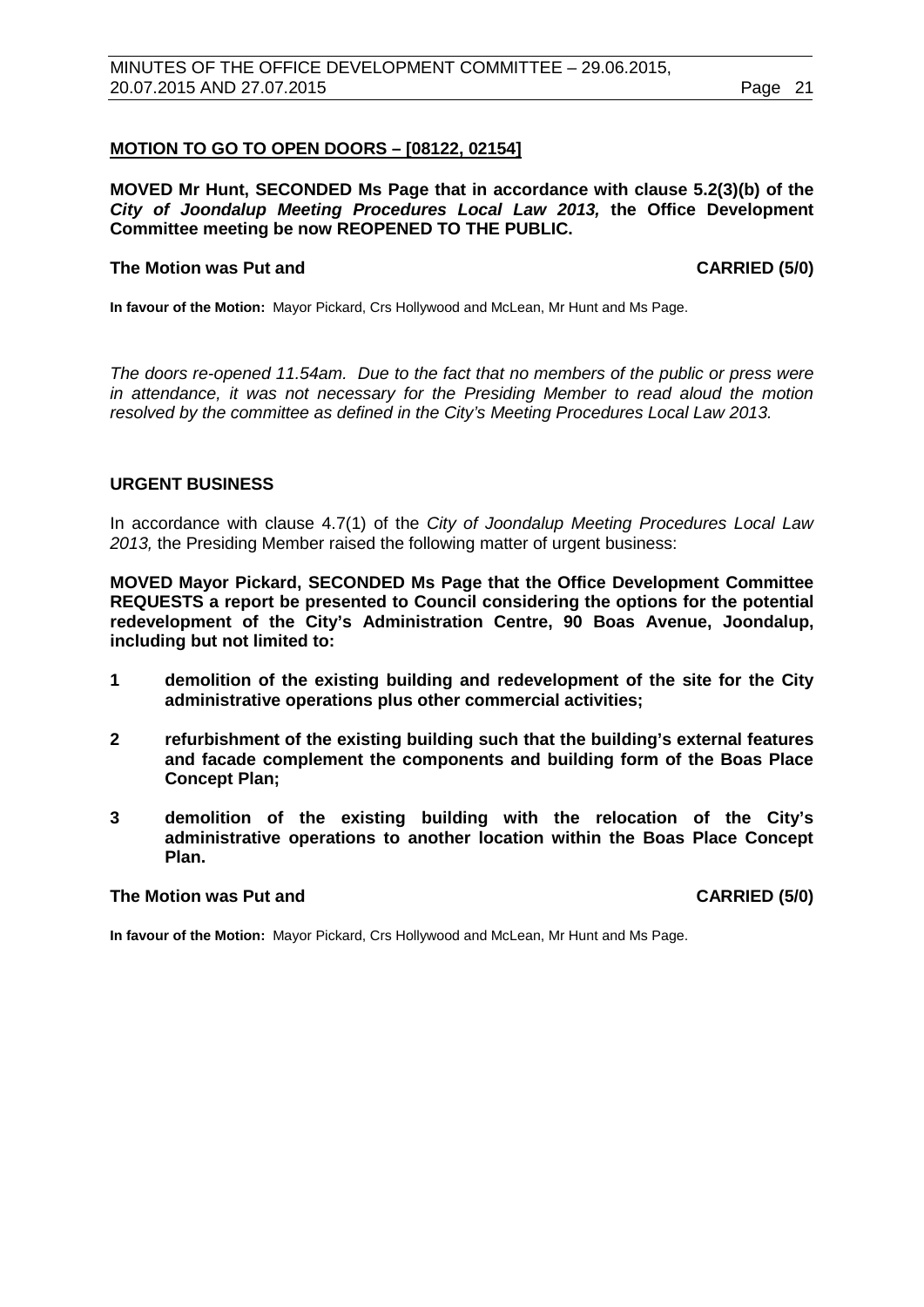**MOTION TO GO TO OPEN DOORS – [08122, 02154]**

**MOVED Mr Hunt, SECONDED Ms Page that in accordance with clause 5.2(3)(b) of the *City of Joondalup Meeting Procedures Local Law 2013,* the Office Development Committee meeting be now REOPENED TO THE PUBLIC.**

**The Motion was Put and CARRIED (5/0)**

**In favour of the Motion:** Mayor Pickard, Crs Hollywood and McLean, Mr Hunt and Ms Page.

*The doors re-opened 11.54am. Due to the fact that no members of the public or press were in attendance, it was not necessary for the Presiding Member to read aloud the motion resolved by the committee as defined in the City's Meeting Procedures Local Law 2013.*

**URGENT BUSINESS**

In accordance with clause 4.7(1) of the *City of Joondalup Meeting Procedures Local Law 2013,* the Presiding Member raised the following matter of urgent business:

**MOVED Mayor Pickard, SECONDED Ms Page that the Office Development Committee REQUESTS a report be presented to Council considering the options for the potential redevelopment of the City's Administration Centre, 90 Boas Avenue, Joondalup, including but not limited to:**

1. **demolition of the existing building and redevelopment of the site for the City administrative operations plus other commercial activities;**
2. **refurbishment of the existing building such that the building's external features and facade complement the components and building form of the Boas Place Concept Plan;**
3. **demolition of the existing building with the relocation of the City's administrative operations to another location within the Boas Place Concept Plan.**

**The Motion was Put and CARRIED (5/0)**

**In favour of the Motion:** Mayor Pickard, Crs Hollywood and McLean, Mr Hunt and Ms Page.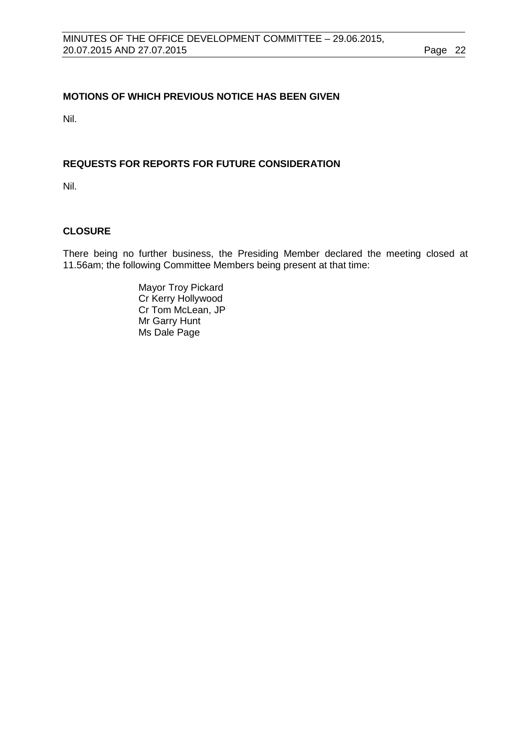**MOTIONS OF WHICH PREVIOUS NOTICE HAS BEEN GIVEN**

Nil.

**REQUESTS FOR REPORTS FOR FUTURE CONSIDERATION**

Nil.

**CLOSURE**

There being no further business, the Presiding Member declared the meeting closed at 11.56am; the following Committee Members being present at that time:

Mayor Troy Pickard
Cr Kerry Hollywood
Cr Tom McLean, JP
Mr Garry Hunt
Ms Dale Page